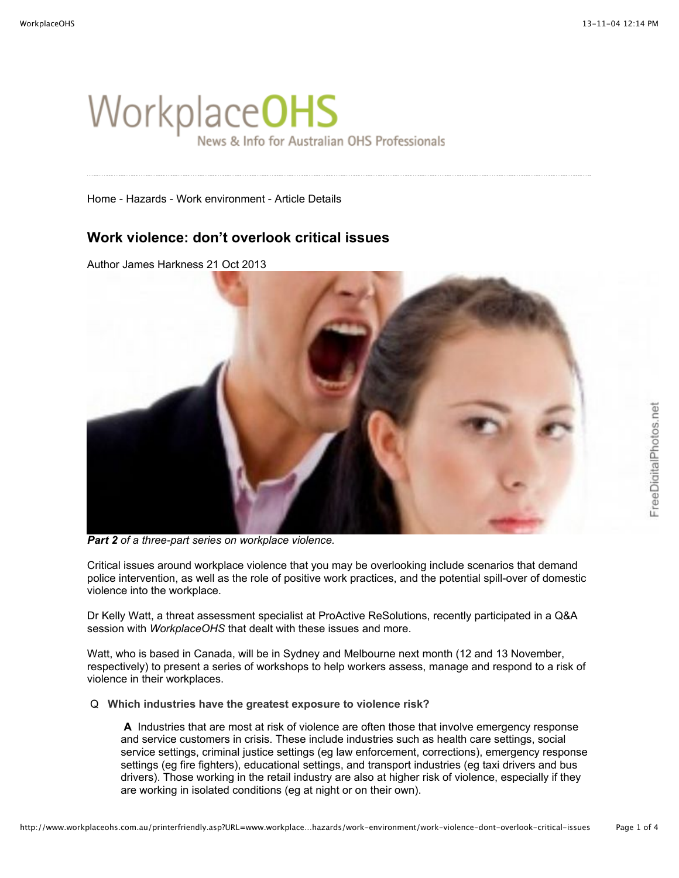WorkplaceOHS

News & Info for Australian OHS Professionals

Home - Hazards - Work environment - Article Details

## Work violence: don't overlook critical issues

Author James Harkness 21 Oct 2013

***Part 2*** *of a three-part series on workplace violence.*

Critical issues around workplace violence that you may be overlooking include scenarios that demand police intervention, as well as the role of positive work practices, and the potential spill-over of domestic violence into the workplace.

Dr Kelly Watt, a threat assessment specialist at ProActive ReSolutions, recently participated in a Q&A session with *WorkplaceOHS* that dealt with these issues and more.

Watt, who is based in Canada, will be in Sydney and Melbourne next month (12 and 13 November, respectively) to present a series of workshops to help workers assess, manage and respond to a risk of violence in their workplaces.

Q **Which industries have the greatest exposure to violence risk?**

> **A** Industries that are most at risk of violence are often those that involve emergency response and service customers in crisis. These include industries such as health care settings, social service settings, criminal justice settings (eg law enforcement, corrections), emergency response settings (eg fire fighters), educational settings, and transport industries (eg taxi drivers and bus drivers). Those working in the retail industry are also at higher risk of violence, especially if they are working in isolated conditions (eg at night or on their own).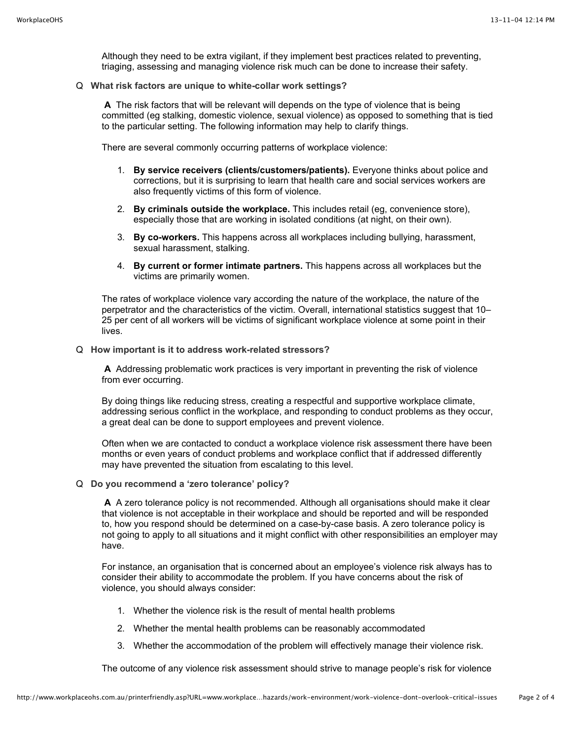Although they need to be extra vigilant, if they implement best practices related to preventing, triaging, assessing and managing violence risk much can be done to increase their safety.

Q **What risk factors are unique to white-collar work settings?**

**A** The risk factors that will be relevant will depends on the type of violence that is being committed (eg stalking, domestic violence, sexual violence) as opposed to something that is tied to the particular setting. The following information may help to clarify things.

There are several commonly occurring patterns of workplace violence:

1. **By service receivers (clients/customers/patients).** Everyone thinks about police and corrections, but it is surprising to learn that health care and social services workers are also frequently victims of this form of violence.
2. **By criminals outside the workplace.** This includes retail (eg, convenience store), especially those that are working in isolated conditions (at night, on their own).
3. **By co-workers.** This happens across all workplaces including bullying, harassment, sexual harassment, stalking.
4. **By current or former intimate partners.** This happens across all workplaces but the victims are primarily women.

The rates of workplace violence vary according the nature of the workplace, the nature of the perpetrator and the characteristics of the victim. Overall, international statistics suggest that 10–25 per cent of all workers will be victims of significant workplace violence at some point in their lives.

Q **How important is it to address work-related stressors?**

**A** Addressing problematic work practices is very important in preventing the risk of violence from ever occurring.

By doing things like reducing stress, creating a respectful and supportive workplace climate, addressing serious conflict in the workplace, and responding to conduct problems as they occur, a great deal can be done to support employees and prevent violence.

Often when we are contacted to conduct a workplace violence risk assessment there have been months or even years of conduct problems and workplace conflict that if addressed differently may have prevented the situation from escalating to this level.

Q **Do you recommend a 'zero tolerance' policy?**

**A** A zero tolerance policy is not recommended. Although all organisations should make it clear that violence is not acceptable in their workplace and should be reported and will be responded to, how you respond should be determined on a case-by-case basis. A zero tolerance policy is not going to apply to all situations and it might conflict with other responsibilities an employer may have.

For instance, an organisation that is concerned about an employee's violence risk always has to consider their ability to accommodate the problem. If you have concerns about the risk of violence, you should always consider:

1. Whether the violence risk is the result of mental health problems
2. Whether the mental health problems can be reasonably accommodated
3. Whether the accommodation of the problem will effectively manage their violence risk.

The outcome of any violence risk assessment should strive to manage people's risk for violence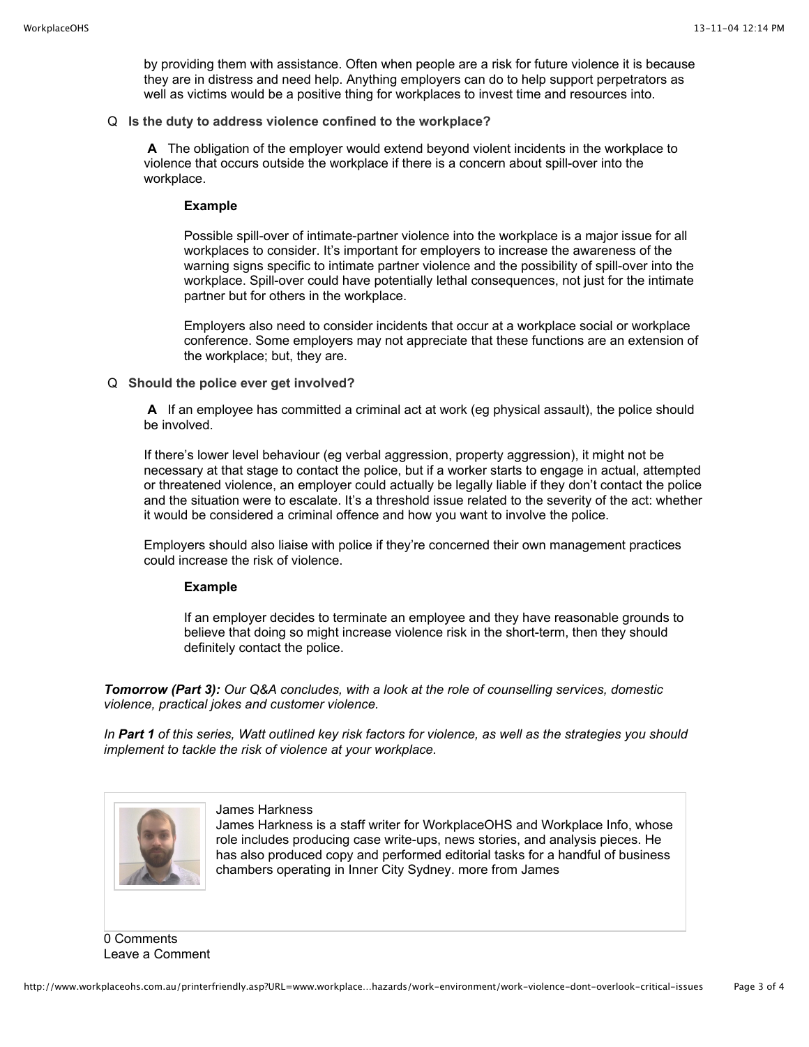by providing them with assistance. Often when people are a risk for future violence it is because they are in distress and need help. Anything employers can do to help support perpetrators as well as victims would be a positive thing for workplaces to invest time and resources into.

Q **Is the duty to address violence confined to the workplace?**

**A** The obligation of the employer would extend beyond violent incidents in the workplace to violence that occurs outside the workplace if there is a concern about spill-over into the workplace.

**Example**

Possible spill-over of intimate-partner violence into the workplace is a major issue for all workplaces to consider. It's important for employers to increase the awareness of the warning signs specific to intimate partner violence and the possibility of spill-over into the workplace. Spill-over could have potentially lethal consequences, not just for the intimate partner but for others in the workplace.

Employers also need to consider incidents that occur at a workplace social or workplace conference. Some employers may not appreciate that these functions are an extension of the workplace; but, they are.

Q **Should the police ever get involved?**

**A** If an employee has committed a criminal act at work (eg physical assault), the police should be involved.

If there's lower level behaviour (eg verbal aggression, property aggression), it might not be necessary at that stage to contact the police, but if a worker starts to engage in actual, attempted or threatened violence, an employer could actually be legally liable if they don't contact the police and the situation were to escalate. It's a threshold issue related to the severity of the act: whether it would be considered a criminal offence and how you want to involve the police.

Employers should also liaise with police if they're concerned their own management practices could increase the risk of violence.

**Example**

If an employer decides to terminate an employee and they have reasonable grounds to believe that doing so might increase violence risk in the short-term, then they should definitely contact the police.

***Tomorrow (Part 3):*** *Our Q&A concludes, with a look at the role of counselling services, domestic violence, practical jokes and customer violence.*

*In **Part 1** of this series, Watt outlined key risk factors for violence, as well as the strategies you should implement to tackle the risk of violence at your workplace.*

James Harkness
James Harkness is a staff writer for WorkplaceOHS and Workplace Info, whose role includes producing case write-ups, news stories, and analysis pieces. He has also produced copy and performed editorial tasks for a handful of business chambers operating in Inner City Sydney. more from James

0 Comments
Leave a Comment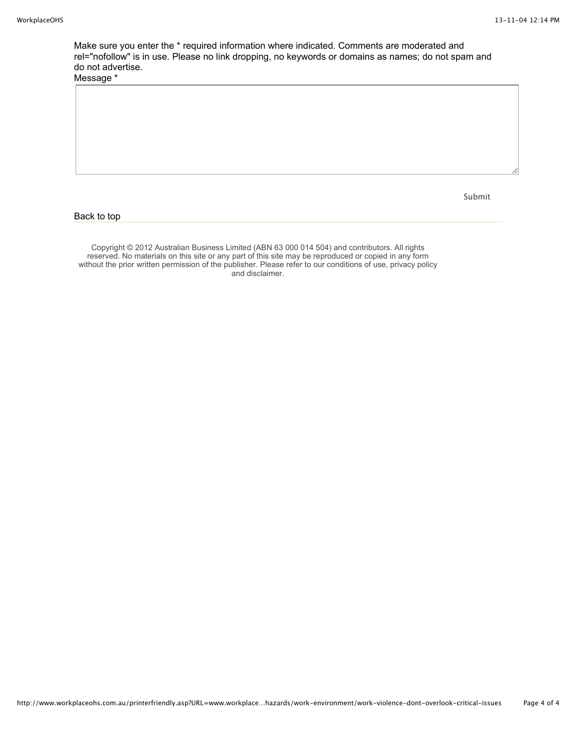Make sure you enter the * required information where indicated. Comments are moderated and rel="nofollow" is in use. Please no link dropping, no keywords or domains as names; do not spam and do not advertise.

Message *

Submit

Back to top

Copyright © 2012 Australian Business Limited (ABN 63 000 014 504) and contributors. All rights reserved. No materials on this site or any part of this site may be reproduced or copied in any form without the prior written permission of the publisher. Please refer to our conditions of use, privacy policy and disclaimer.